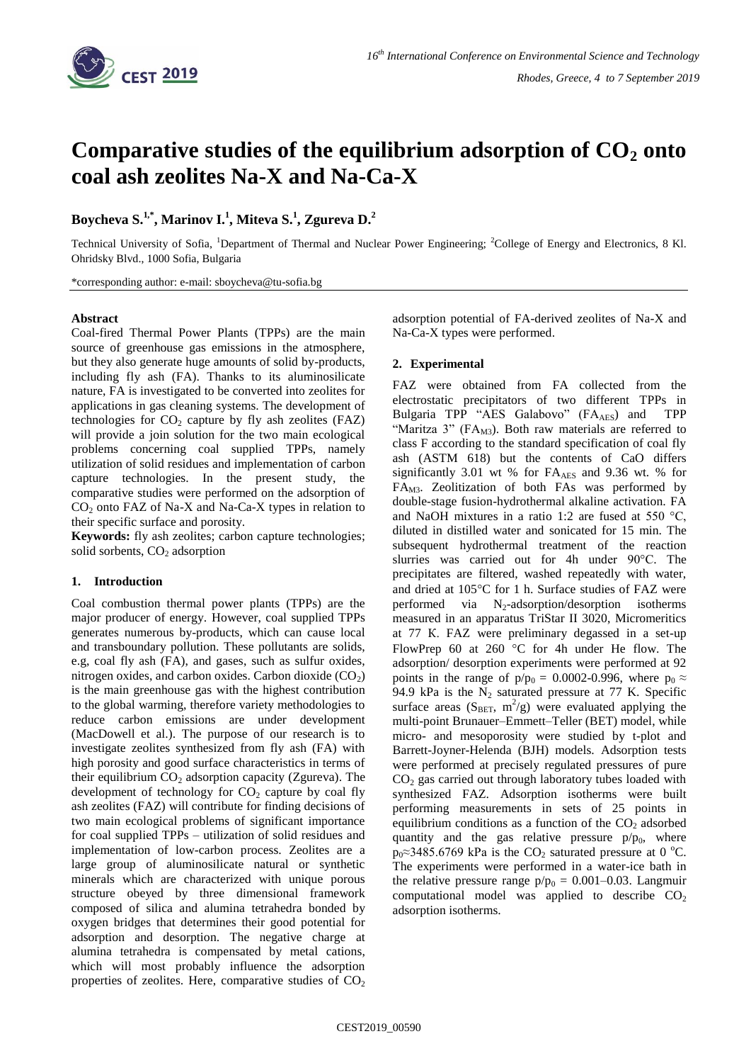# Comparative studies of the equilibrium adsorption of $CO_2$ onto coal ash zeolites Na-X and Na-Ca-X

**Boycheva S.[1,*], Marinov I.[1], Miteva S.[1], Zgureva D.[2]**

Technical University of Sofia, [1]Department of Thermal and Nuclear Power Engineering; [2]College of Energy and Electronics, 8 Kl. Ohridsky Blvd., 1000 Sofia, Bulgaria

*corresponding author: e-mail: sboycheva@tu-sofia.bg

**Abstract**

Coal-fired Thermal Power Plants (TPPs) are the main source of greenhouse gas emissions in the atmosphere, but they also generate huge amounts of solid by-products, including fly ash (FA). Thanks to its aluminosilicate nature, FA is investigated to be converted into zeolites for applications in gas cleaning systems. The development of technologies for $CO_2$ capture by fly ash zeolites (FAZ) will provide a join solution for the two main ecological problems concerning coal supplied TPPs, namely utilization of solid residues and implementation of carbon capture technologies. In the present study, the comparative studies were performed on the adsorption of $CO_2$ onto FAZ of Na-X and Na-Ca-X types in relation to their specific surface and porosity.

**Keywords:** fly ash zeolites; carbon capture technologies; solid sorbents, $CO_2$ adsorption

## 1. Introduction

Coal combustion thermal power plants (TPPs) are the major producer of energy. However, coal supplied TPPs generates numerous by-products, which can cause local and transboundary pollution. These pollutants are solids, e.g, coal fly ash (FA), and gases, such as sulfur oxides, nitrogen oxides, and carbon oxides. Carbon dioxide ($CO_2$) is the main greenhouse gas with the highest contribution to the global warming, therefore variety methodologies to reduce carbon emissions are under development (MacDowell et al.). The purpose of our research is to investigate zeolites synthesized from fly ash (FA) with high porosity and good surface characteristics in terms of their equilibrium $CO_2$ adsorption capacity (Zgureva). The development of technology for $CO_2$ capture by coal fly ash zeolites (FAZ) will contribute for finding decisions of two main ecological problems of significant importance for coal supplied TPPs – utilization of solid residues and implementation of low-carbon process. Zeolites are a large group of aluminosilicate natural or synthetic minerals which are characterized with unique porous structure obeyed by three dimensional framework composed of silica and alumina tetrahedra bonded by oxygen bridges that determines their good potential for adsorption and desorption. The negative charge at alumina tetrahedra is compensated by metal cations, which will most probably influence the adsorption properties of zeolites. Here, comparative studies of $CO_2$ adsorption potential of FA-derived zeolites of Na-X and Na-Ca-X types were performed.

## 2. Experimental

FAZ were obtained from FA collected from the electrostatic precipitators of two different TPPs in Bulgaria TPP "AES Galabovo" ($FA_{AES}$) and TPP "Maritza 3" ($FA_{M3}$). Both raw materials are referred to class F according to the standard specification of coal fly ash (ASTM 618) but the contents of CaO differs significantly 3.01 wt % for $FA_{AES}$ and 9.36 wt. % for $FA_{M3}$. Zeolitization of both FAs was performed by double-stage fusion-hydrothermal alkaline activation. FA and NaOH mixtures in a ratio 1:2 are fused at 550 °C, diluted in distilled water and sonicated for 15 min. The subsequent hydrothermal treatment of the reaction slurries was carried out for 4h under 90°C. The precipitates are filtered, washed repeatedly with water, and dried at 105°C for 1 h. Surface studies of FAZ were performed via $N_2$-adsorption/desorption isotherms measured in an apparatus TriStar II 3020, Micromeritics at 77 K. FAZ were preliminary degassed in a set-up FlowPrep 60 at 260 °C for 4h under He flow. The adsorption/ desorption experiments were performed at 92 points in the range of $p/p_0 = 0.0002$-$0.996$, where $p_0 \approx 94.9$ kPa is the $N_2$ saturated pressure at 77 K. Specific surface areas ($S_{BET}$, $m^2/g$) were evaluated applying the multi-point Brunauer–Emmett–Teller (BET) model, while micro- and mesoporosity were studied by t-plot and Barrett-Joyner-Helenda (BJH) models. Adsorption tests were performed at precisely regulated pressures of pure $CO_2$ gas carried out through laboratory tubes loaded with synthesized FAZ. Adsorption isotherms were built performing measurements in sets of 25 points in equilibrium conditions as a function of the $CO_2$ adsorbed quantity and the gas relative pressure $p/p_0$, where $p_0 \approx 3485.6769$ kPa is the $CO_2$ saturated pressure at 0 °C. The experiments were performed in a water-ice bath in the relative pressure range $p/p_0 = 0.001$–$0.03$. Langmuir computational model was applied to describe $CO_2$ adsorption isotherms.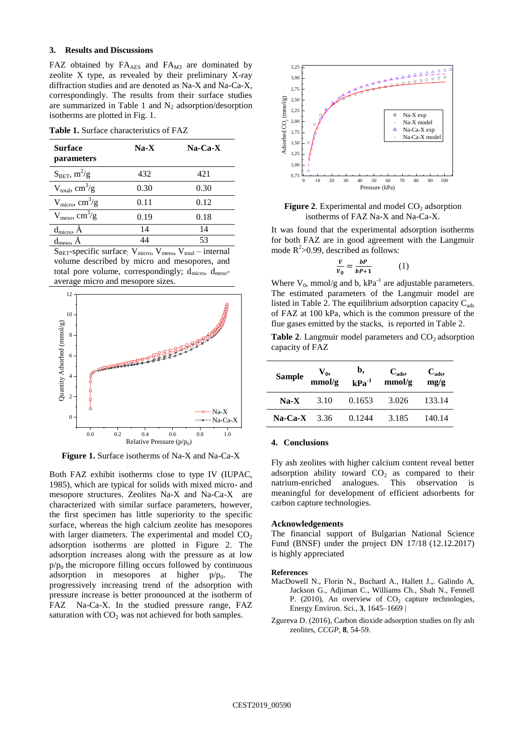## 3. Results and Discussions

FAZ obtained by $FA_{AES}$ and $FA_{M3}$ are dominated by zeolite X type, as revealed by their preliminary X-ray diffraction studies and are denoted as Na-X and Na-Ca-X, correspondingly. The results from their surface studies are summarized in Table 1 and $N_2$ adsorption/desorption isotherms are plotted in Fig. 1.

**Table 1.** Surface characteristics of FAZ

| Surface parameters | Na-X | Na-Ca-X |
|---|---|---|
| $S_{BET}$, $m^2/g$ | 432 | 421 |
| $V_{total}$, $cm^3/g$ | 0.30 | 0.30 |
| $V_{micro}$, $cm^3/g$ | 0.11 | 0.12 |
| $V_{meso}$, $cm^3/g$ | 0.19 | 0.18 |
| $d_{micro}$, Å | 14 | 14 |
| $d_{meso}$, Å | 44 | 53 |

$S_{BET}$-specific surface; $V_{micro}$, $V_{meso}$, $V_{total}$ – internal volume described by micro and mesopores, and total pore volume, correspondingly; $d_{micro}$, $d_{meso}$- average micro and mesopore sizes.

Quantity Adsorbed (mmol/g)
0
2
4
6
8
10
12
0.0
0.2
0.4
0.6
0.8
1.0
Relative Pressure ($p/p_0$)
Na-X
Na-Ca-X

**Figure 1.** Surface isotherms of Na-X and Na-Ca-X

Both FAZ exhibit isotherms close to type IV (IUPAC, 1985), which are typical for solids with mixed micro- and mesopore structures. Zeolites Na-X and Na-Ca-X are characterized with similar surface parameters, however, the first specimen has little superiority to the specific surface, whereas the high calcium zeolite has mesopores with larger diameters. The experimental and model $CO_2$ adsorption isotherms are plotted in Figure 2. The adsorption increases along with the pressure as at low $p/p_0$ the micropore filling occurs followed by continuous adsorption in mesopores at higher $p/p_0$. The progressively increasing trend of the adsorption with pressure increase is better pronounced at the isotherm of FAZ Na-Ca-X. In the studied pressure range, FAZ saturation with $CO_2$ was not achieved for both samples.

Adsorbed $CO_2$ (mmol/g)
0,75
1,00
1,25
1,50
1,75
2,00
2,25
2,50
2,75
3,00
3,25
0
10
20
30
40
50
60
70
80
90
100
Pressure (kPa)
Na-X exp
Na-X model
Na-Ca-X exp
Na-Ca-X model

**Figure 2**. Experimental and model $CO_2$ adsorption isotherms of FAZ Na-X and Na-Ca-X.

It was found that the experimental adsorption isotherms for both FAZ are in good agreement with the Langmuir mode $R^2$>0.99, described as follows:

$$\frac{V}{V_0} = \frac{bP}{bP+1} \qquad (1)$$

Where $V_0$, mmol/g and b, $kPa^{-1}$ are adjustable parameters. The estimated parameters of the Langmuir model are listed in Table 2. The equilibrium adsorption capacity $C_{ads}$ of FAZ at 100 kPa, which is the common pressure of the flue gases emitted by the stacks, is reported in Table 2.

**Table 2**. Langmuir model parameters and $CO_2$ adsorption capacity of FAZ

| Sample | $V_0$, mmol/g | b, $kPa^{-1}$ | $C_{ads}$, mmol/g | $C_{ads}$, mg/g |
|---|---|---|---|---|
| **Na-X** | 3.10 | 0.1653 | 3.026 | 133.14 |
| **Na-Ca-X** | 3.36 | 0.1244 | 3.185 | 140.14 |

## 4. Conclusions

Fly ash zeolites with higher calcium content reveal better adsorption ability toward $CO_2$ as compared to their natrium-enriched analogues. This observation is meaningful for development of efficient adsorbents for carbon capture technologies.

### Acknowledgements

The financial support of Bulgarian National Science Fund (BNSF) under the project DN 17/18 (12.12.2017) is highly appreciated

### References

MacDowell N., Florin N., Buchard A., Hallett J.,. Galindo A, Jackson G., Adjiman C., Williams Ch., Shah N., Fennell P. (2010), An overview of $CO_2$ capture technologies, Energy Environ. Sci., **3**, 1645–1669 |

Zgureva D. (2016), Carbon dioxide adsorption studies on fly ash zeolites, *CCGP*, **8**, 54-59.